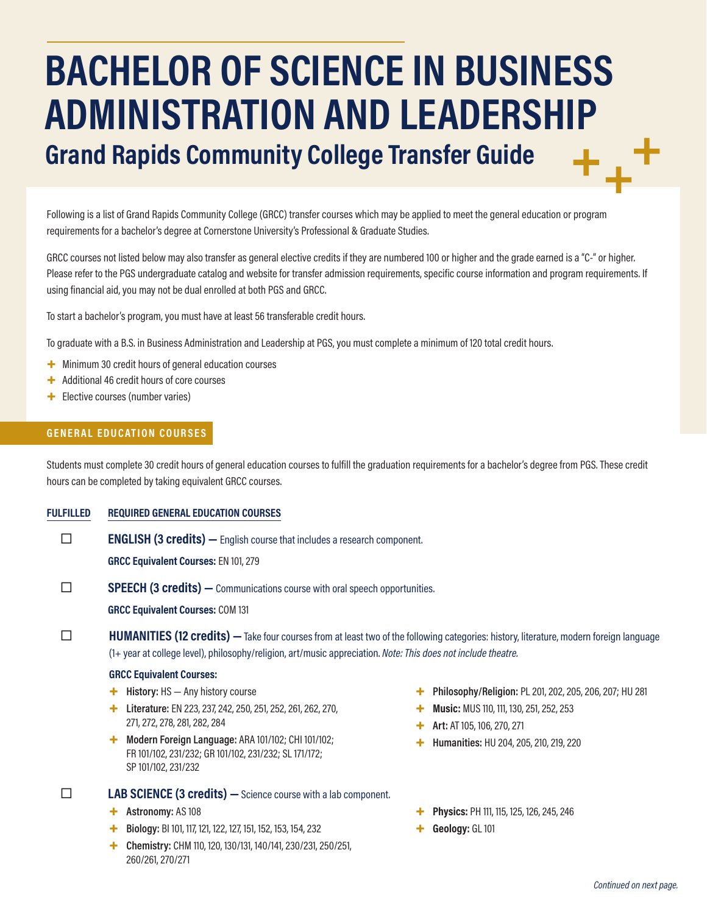# BACHELOR OF SCIENCE IN BUSINESS ADMINISTRATION AND LEADERSHIP

## Grand Rapids Community College Transfer Guide

Following is a list of Grand Rapids Community College (GRCC) transfer courses which may be applied to meet the general education or program requirements for a bachelor's degree at Cornerstone University's Professional & Graduate Studies.

GRCC courses not listed below may also transfer as general elective credits if they are numbered 100 or higher and the grade earned is a "C-" or higher. Please refer to the PGS undergraduate catalog and website for transfer admission requirements, specific course information and program requirements. If using financial aid, you may not be dual enrolled at both PGS and GRCC.

To start a bachelor's program, you must have at least 56 transferable credit hours.

To graduate with a B.S. in Business Administration and Leadership at PGS, you must complete a minimum of 120 total credit hours.

- Minimum 30 credit hours of general education courses
- Additional 46 credit hours of core courses
- Elective courses (number varies)

### GENERAL EDUCATION COURSES

Students must complete 30 credit hours of general education courses to fulfill the graduation requirements for a bachelor's degree from PGS. These credit hours can be completed by taking equivalent GRCC courses.

**FULFILLED** | **REQUIRED GENERAL EDUCATION COURSES**

☐ **ENGLISH (3 credits) —** English course that includes a research component.

**GRCC Equivalent Courses:** EN 101, 279

☐ **SPEECH (3 credits) —** Communications course with oral speech opportunities.

**GRCC Equivalent Courses:** COM 131

☐ **HUMANITIES (12 credits) —** Take four courses from at least two of the following categories: history, literature, modern foreign language (1+ year at college level), philosophy/religion, art/music appreciation. *Note: This does not include theatre.*

**GRCC Equivalent Courses:**

- **History:** HS — Any history course
- **Literature:** EN 223, 237, 242, 250, 251, 252, 261, 262, 270, 271, 272, 278, 281, 282, 284
- **Modern Foreign Language:** ARA 101/102; CHI 101/102; FR 101/102, 231/232; GR 101/102, 231/232; SL 171/172; SP 101/102, 231/232
- **Philosophy/Religion:** PL 201, 202, 205, 206, 207; HU 281
- **Music:** MUS 110, 111, 130, 251, 252, 253
- **Art:** AT 105, 106, 270, 271
- **Humanities:** HU 204, 205, 210, 219, 220

☐ **LAB SCIENCE (3 credits) —** Science course with a lab component.

- **Astronomy:** AS 108
- **Biology:** BI 101, 117, 121, 122, 127, 151, 152, 153, 154, 232
- **Chemistry:** CHM 110, 120, 130/131, 140/141, 230/231, 250/251, 260/261, 270/271
- **Physics:** PH 111, 115, 125, 126, 245, 246
- **Geology:** GL 101

*Continued on next page.*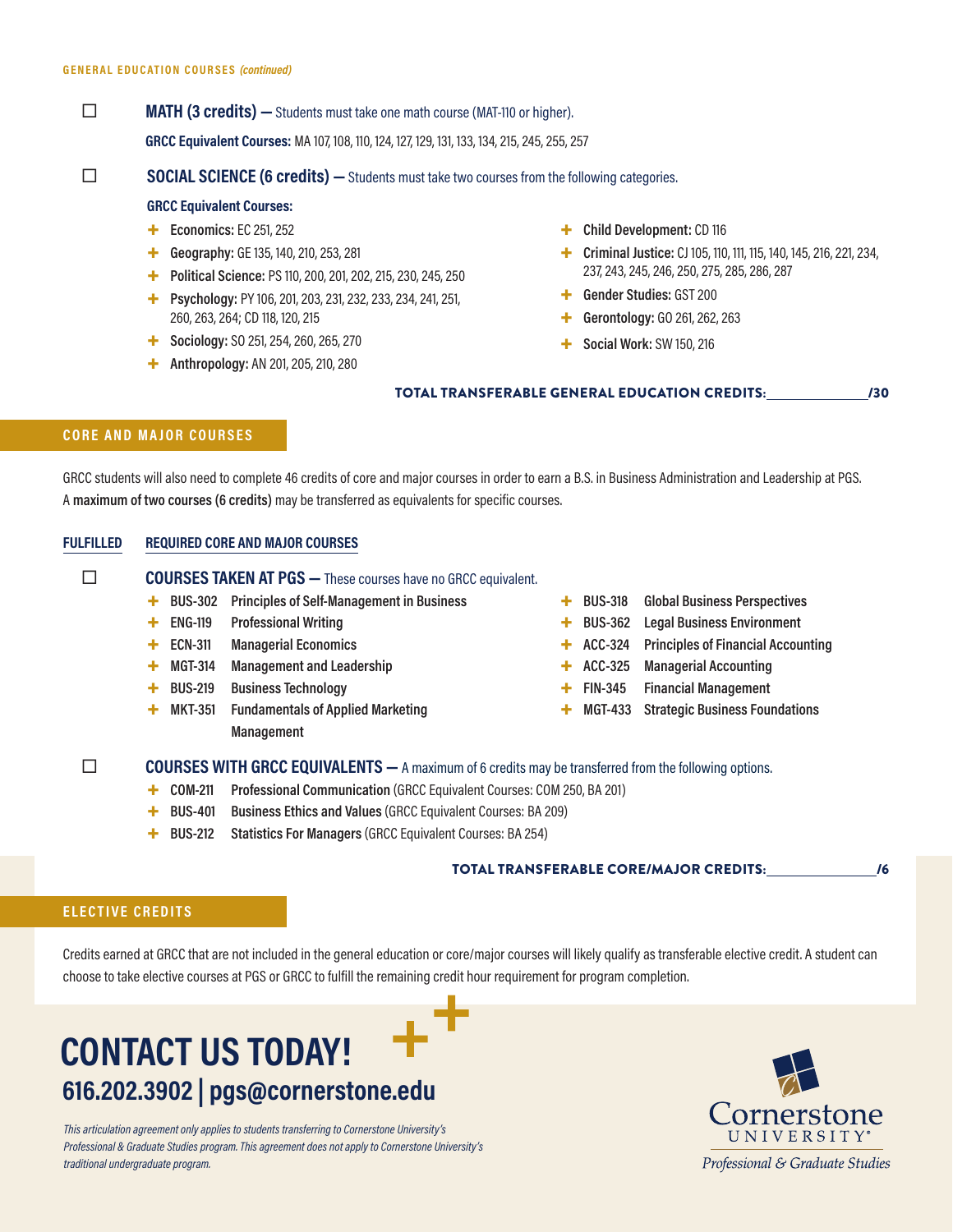#### GENERAL EDUCATION COURSES *(continued)*

☐ **MATH (3 credits) —** Students must take one math course (MAT-110 or higher).

**GRCC Equivalent Courses:** MA 107, 108, 110, 124, 127, 129, 131, 133, 134, 215, 245, 255, 257

☐ **SOCIAL SCIENCE (6 credits) —** Students must take two courses from the following categories.

**GRCC Equivalent Courses:**

- **Economics:** EC 251, 252
- **Geography:** GE 135, 140, 210, 253, 281
- **Political Science:** PS 110, 200, 201, 202, 215, 230, 245, 250
- **Psychology:** PY 106, 201, 203, 231, 232, 233, 234, 241, 251, 260, 263, 264; CD 118, 120, 215
- **Sociology:** SO 251, 254, 260, 265, 270
- **Anthropology:** AN 201, 205, 210, 280
- **Child Development:** CD 116
- **Criminal Justice:** CJ 105, 110, 111, 115, 140, 145, 216, 221, 234, 237, 243, 245, 246, 250, 275, 285, 286, 287
- **Gender Studies:** GST 200
- **Gerontology:** GO 261, 262, 263
- **Social Work:** SW 150, 216

**TOTAL TRANSFERABLE GENERAL EDUCATION CREDITS:\_\_\_\_\_\_\_\_\_\_/30**

## CORE AND MAJOR COURSES

GRCC students will also need to complete 46 credits of core and major courses in order to earn a B.S. in Business Administration and Leadership at PGS. A **maximum of two courses (6 credits)** may be transferred as equivalents for specific courses.

**FULFILLED** **REQUIRED CORE AND MAJOR COURSES**

☐ **COURSES TAKEN AT PGS —** These courses have no GRCC equivalent.

- **BUS-302** Principles of Self-Management in Business
- **ENG-119** Professional Writing
- **ECN-311** Managerial Economics
- **MGT-314** Management and Leadership
- **BUS-219** Business Technology
- **MKT-351** Fundamentals of Applied Marketing Management
- **BUS-318** Global Business Perspectives
- **BUS-362** Legal Business Environment
- **ACC-324** Principles of Financial Accounting
- **ACC-325** Managerial Accounting
- **FIN-345** Financial Management
- **MGT-433** Strategic Business Foundations

☐ **COURSES WITH GRCC EQUIVALENTS —** A maximum of 6 credits may be transferred from the following options.

- **COM-211** **Professional Communication** (GRCC Equivalent Courses: COM 250, BA 201)
- **BUS-401** **Business Ethics and Values** (GRCC Equivalent Courses: BA 209)
- **BUS-212** **Statistics For Managers** (GRCC Equivalent Courses: BA 254)

**TOTAL TRANSFERABLE CORE/MAJOR CREDITS:\_\_\_\_\_\_\_\_\_\_/6**

## ELECTIVE CREDITS

Credits earned at GRCC that are not included in the general education or core/major courses will likely qualify as transferable elective credit. A student can choose to take elective courses at PGS or GRCC to fulfill the remaining credit hour requirement for program completion.

# CONTACT US TODAY!

## 616.202.3902 | pgs@cornerstone.edu

*This articulation agreement only applies to students transferring to Cornerstone University's Professional & Graduate Studies program. This agreement does not apply to Cornerstone University's traditional undergraduate program.*

Cornerstone UNIVERSITY®
*Professional & Graduate Studies*